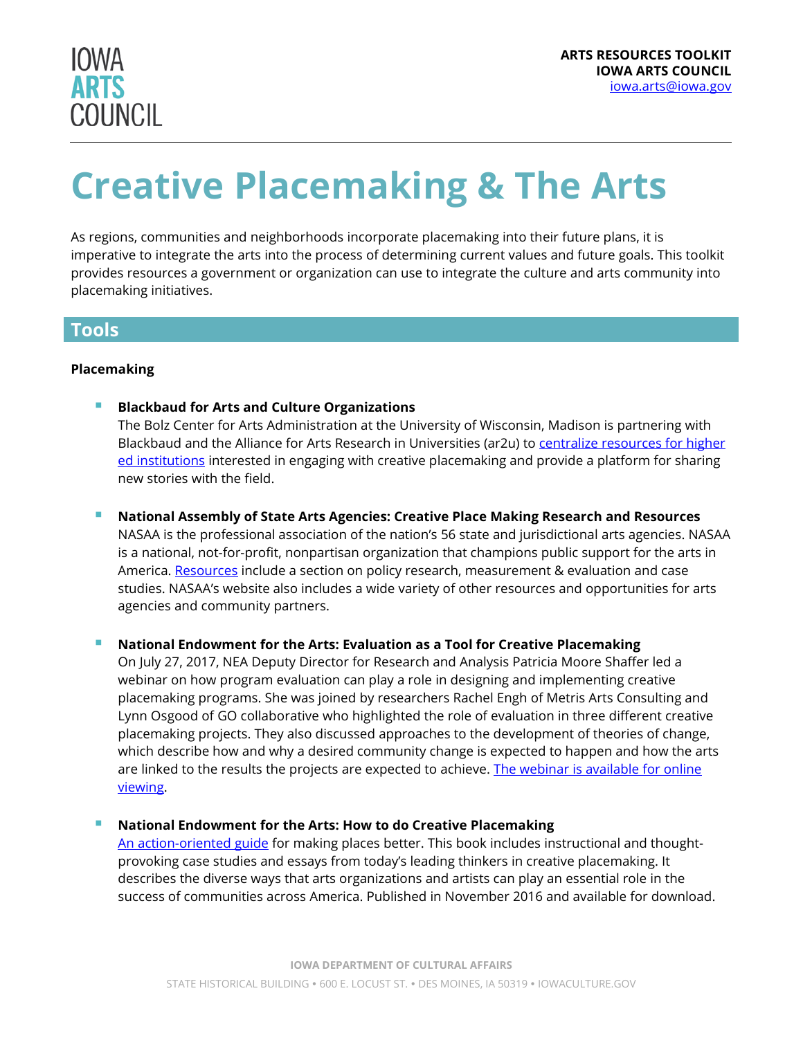IOWA ARTS COUNCIL

**ARTS RESOURCES TOOLKIT**
**IOWA ARTS COUNCIL**
iowa.arts@iowa.gov

# Creative Placemaking & The Arts

As regions, communities and neighborhoods incorporate placemaking into their future plans, it is imperative to integrate the arts into the process of determining current values and future goals. This toolkit provides resources a government or organization can use to integrate the culture and arts community into placemaking initiatives.

## Tools

**Placemaking**

- **Blackbaud for Arts and Culture Organizations**
  The Bolz Center for Arts Administration at the University of Wisconsin, Madison is partnering with Blackbaud and the Alliance for Arts Research in Universities (ar2u) to centralize resources for higher ed institutions interested in engaging with creative placemaking and provide a platform for sharing new stories with the field.

- **National Assembly of State Arts Agencies: Creative Place Making Research and Resources**
  NASAA is the professional association of the nation's 56 state and jurisdictional arts agencies. NASAA is a national, not-for-profit, nonpartisan organization that champions public support for the arts in America. Resources include a section on policy research, measurement & evaluation and case studies. NASAA's website also includes a wide variety of other resources and opportunities for arts agencies and community partners.

- **National Endowment for the Arts: Evaluation as a Tool for Creative Placemaking**
  On July 27, 2017, NEA Deputy Director for Research and Analysis Patricia Moore Shaffer led a webinar on how program evaluation can play a role in designing and implementing creative placemaking programs. She was joined by researchers Rachel Engh of Metris Arts Consulting and Lynn Osgood of GO collaborative who highlighted the role of evaluation in three different creative placemaking projects. They also discussed approaches to the development of theories of change, which describe how and why a desired community change is expected to happen and how the arts are linked to the results the projects are expected to achieve. The webinar is available for online viewing.

- **National Endowment for the Arts: How to do Creative Placemaking**
  An action-oriented guide for making places better. This book includes instructional and thought-provoking case studies and essays from today's leading thinkers in creative placemaking. It describes the diverse ways that arts organizations and artists can play an essential role in the success of communities across America. Published in November 2016 and available for download.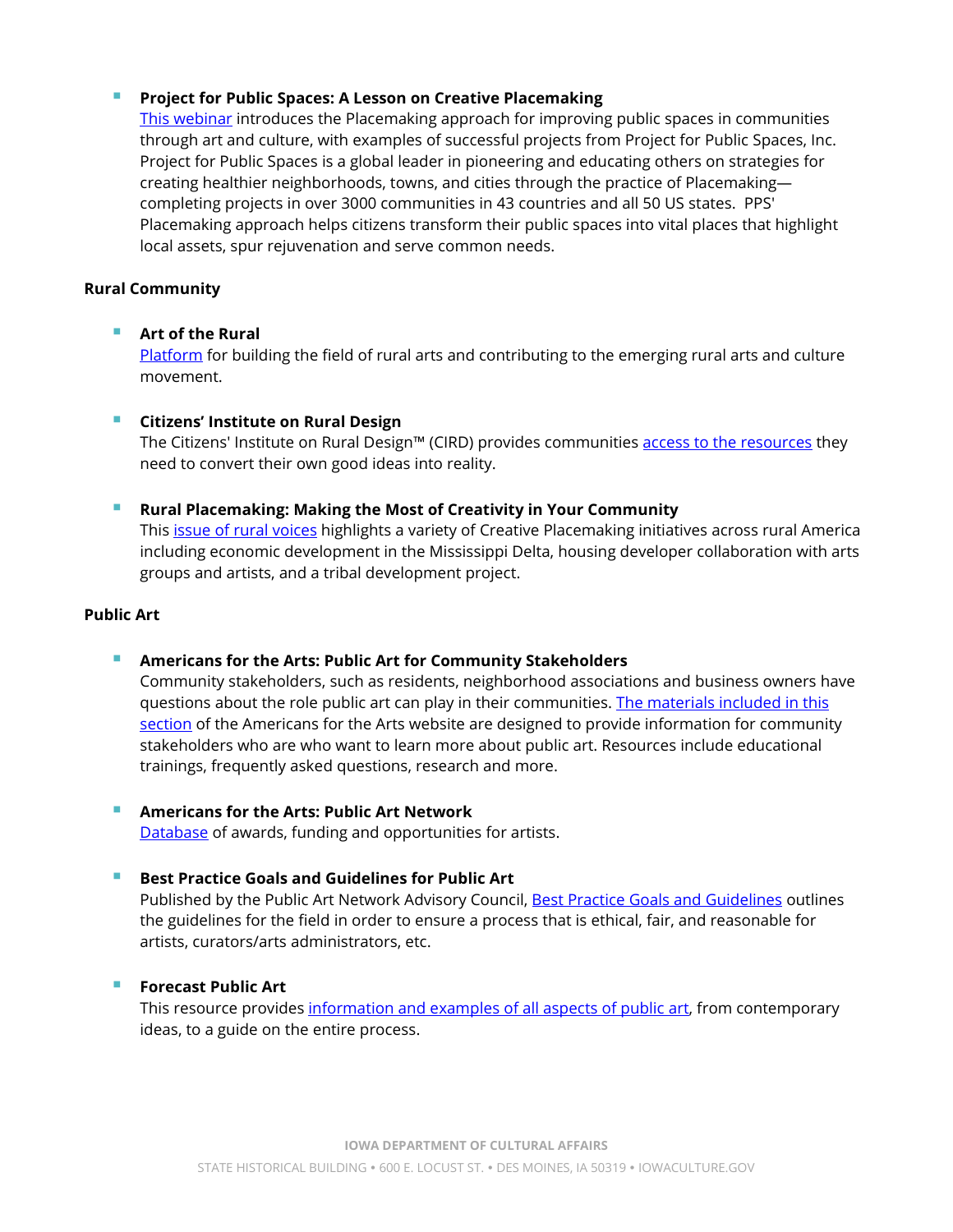- **Project for Public Spaces: A Lesson on Creative Placemaking**
  This webinar introduces the Placemaking approach for improving public spaces in communities through art and culture, with examples of successful projects from Project for Public Spaces, Inc. Project for Public Spaces is a global leader in pioneering and educating others on strategies for creating healthier neighborhoods, towns, and cities through the practice of Placemaking—completing projects in over 3000 communities in 43 countries and all 50 US states. PPS' Placemaking approach helps citizens transform their public spaces into vital places that highlight local assets, spur rejuvenation and serve common needs.

**Rural Community**

- **Art of the Rural**
  Platform for building the field of rural arts and contributing to the emerging rural arts and culture movement.

- **Citizens' Institute on Rural Design**
  The Citizens' Institute on Rural Design™ (CIRD) provides communities access to the resources they need to convert their own good ideas into reality.

- **Rural Placemaking: Making the Most of Creativity in Your Community**
  This issue of rural voices highlights a variety of Creative Placemaking initiatives across rural America including economic development in the Mississippi Delta, housing developer collaboration with arts groups and artists, and a tribal development project.

**Public Art**

- **Americans for the Arts: Public Art for Community Stakeholders**
  Community stakeholders, such as residents, neighborhood associations and business owners have questions about the role public art can play in their communities. The materials included in this section of the Americans for the Arts website are designed to provide information for community stakeholders who are who want to learn more about public art. Resources include educational trainings, frequently asked questions, research and more.

- **Americans for the Arts: Public Art Network**
  Database of awards, funding and opportunities for artists.

- **Best Practice Goals and Guidelines for Public Art**
  Published by the Public Art Network Advisory Council, Best Practice Goals and Guidelines outlines the guidelines for the field in order to ensure a process that is ethical, fair, and reasonable for artists, curators/arts administrators, etc.

- **Forecast Public Art**
  This resource provides information and examples of all aspects of public art, from contemporary ideas, to a guide on the entire process.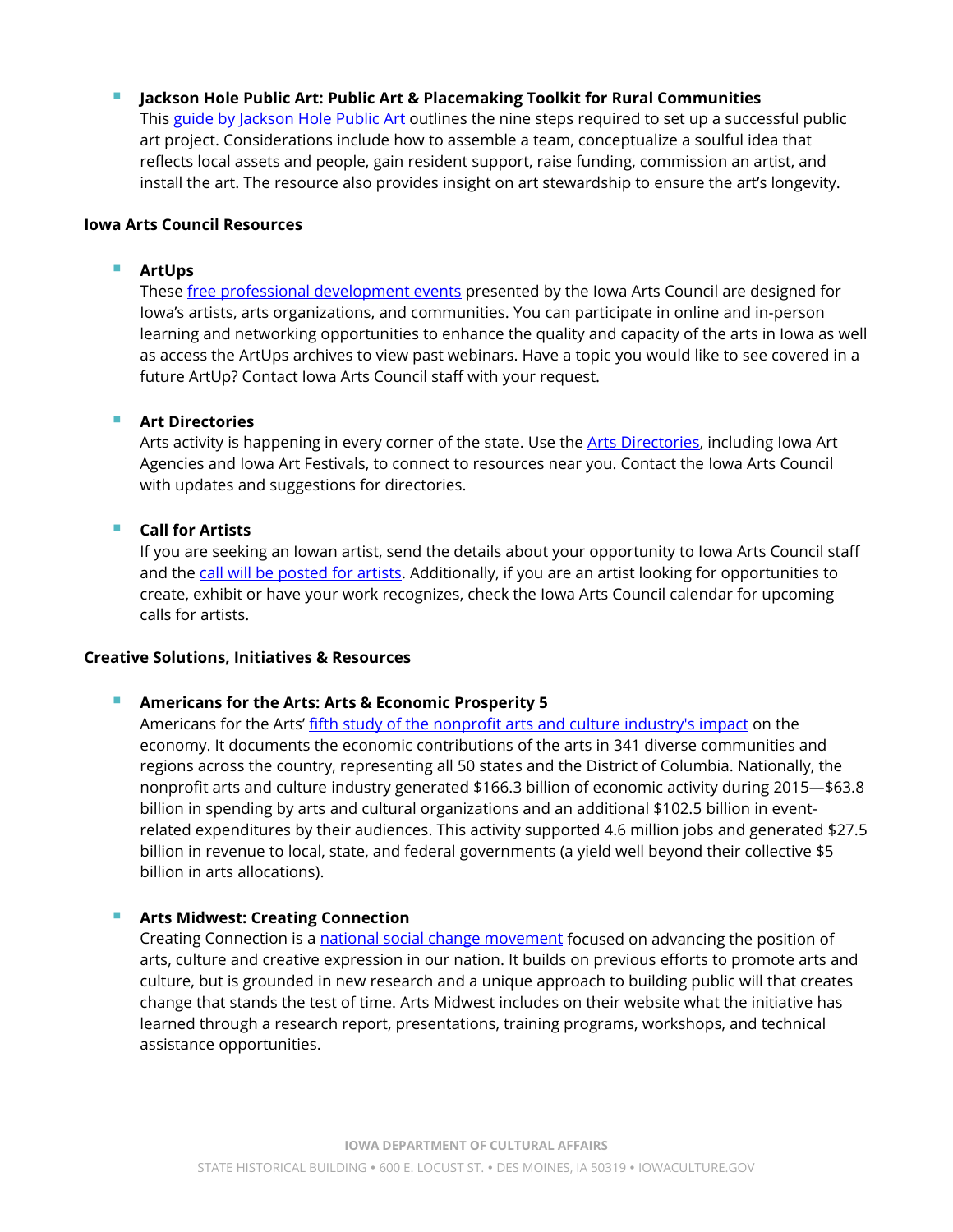- **Jackson Hole Public Art: Public Art & Placemaking Toolkit for Rural Communities**
  This guide by Jackson Hole Public Art outlines the nine steps required to set up a successful public art project. Considerations include how to assemble a team, conceptualize a soulful idea that reflects local assets and people, gain resident support, raise funding, commission an artist, and install the art. The resource also provides insight on art stewardship to ensure the art's longevity.

**Iowa Arts Council Resources**

- **ArtUps**
  These free professional development events presented by the Iowa Arts Council are designed for Iowa's artists, arts organizations, and communities. You can participate in online and in-person learning and networking opportunities to enhance the quality and capacity of the arts in Iowa as well as access the ArtUps archives to view past webinars. Have a topic you would like to see covered in a future ArtUp? Contact Iowa Arts Council staff with your request.

- **Art Directories**
  Arts activity is happening in every corner of the state. Use the Arts Directories, including Iowa Art Agencies and Iowa Art Festivals, to connect to resources near you. Contact the Iowa Arts Council with updates and suggestions for directories.

- **Call for Artists**
  If you are seeking an Iowan artist, send the details about your opportunity to Iowa Arts Council staff and the call will be posted for artists. Additionally, if you are an artist looking for opportunities to create, exhibit or have your work recognizes, check the Iowa Arts Council calendar for upcoming calls for artists.

**Creative Solutions, Initiatives & Resources**

- **Americans for the Arts: Arts & Economic Prosperity 5**
  Americans for the Arts' fifth study of the nonprofit arts and culture industry's impact on the economy. It documents the economic contributions of the arts in 341 diverse communities and regions across the country, representing all 50 states and the District of Columbia. Nationally, the nonprofit arts and culture industry generated $166.3 billion of economic activity during 2015—$63.8 billion in spending by arts and cultural organizations and an additional $102.5 billion in event-related expenditures by their audiences. This activity supported 4.6 million jobs and generated $27.5 billion in revenue to local, state, and federal governments (a yield well beyond their collective $5 billion in arts allocations).

- **Arts Midwest: Creating Connection**
  Creating Connection is a national social change movement focused on advancing the position of arts, culture and creative expression in our nation. It builds on previous efforts to promote arts and culture, but is grounded in new research and a unique approach to building public will that creates change that stands the test of time. Arts Midwest includes on their website what the initiative has learned through a research report, presentations, training programs, workshops, and technical assistance opportunities.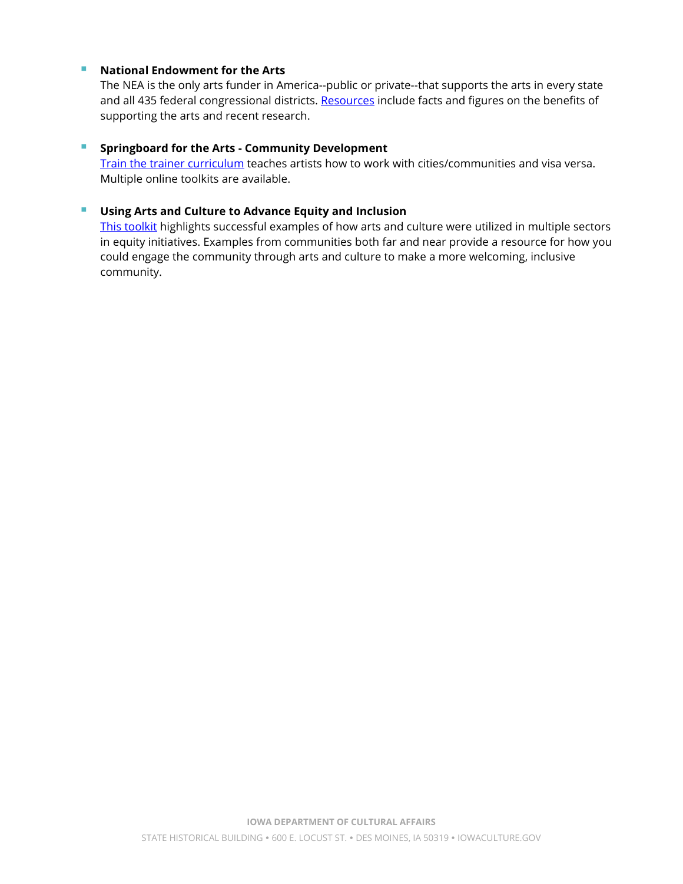- **National Endowment for the Arts**
  The NEA is the only arts funder in America--public or private--that supports the arts in every state and all 435 federal congressional districts. Resources include facts and figures on the benefits of supporting the arts and recent research.

- **Springboard for the Arts - Community Development**
  Train the trainer curriculum teaches artists how to work with cities/communities and visa versa. Multiple online toolkits are available.

- **Using Arts and Culture to Advance Equity and Inclusion**
  This toolkit highlights successful examples of how arts and culture were utilized in multiple sectors in equity initiatives. Examples from communities both far and near provide a resource for how you could engage the community through arts and culture to make a more welcoming, inclusive community.